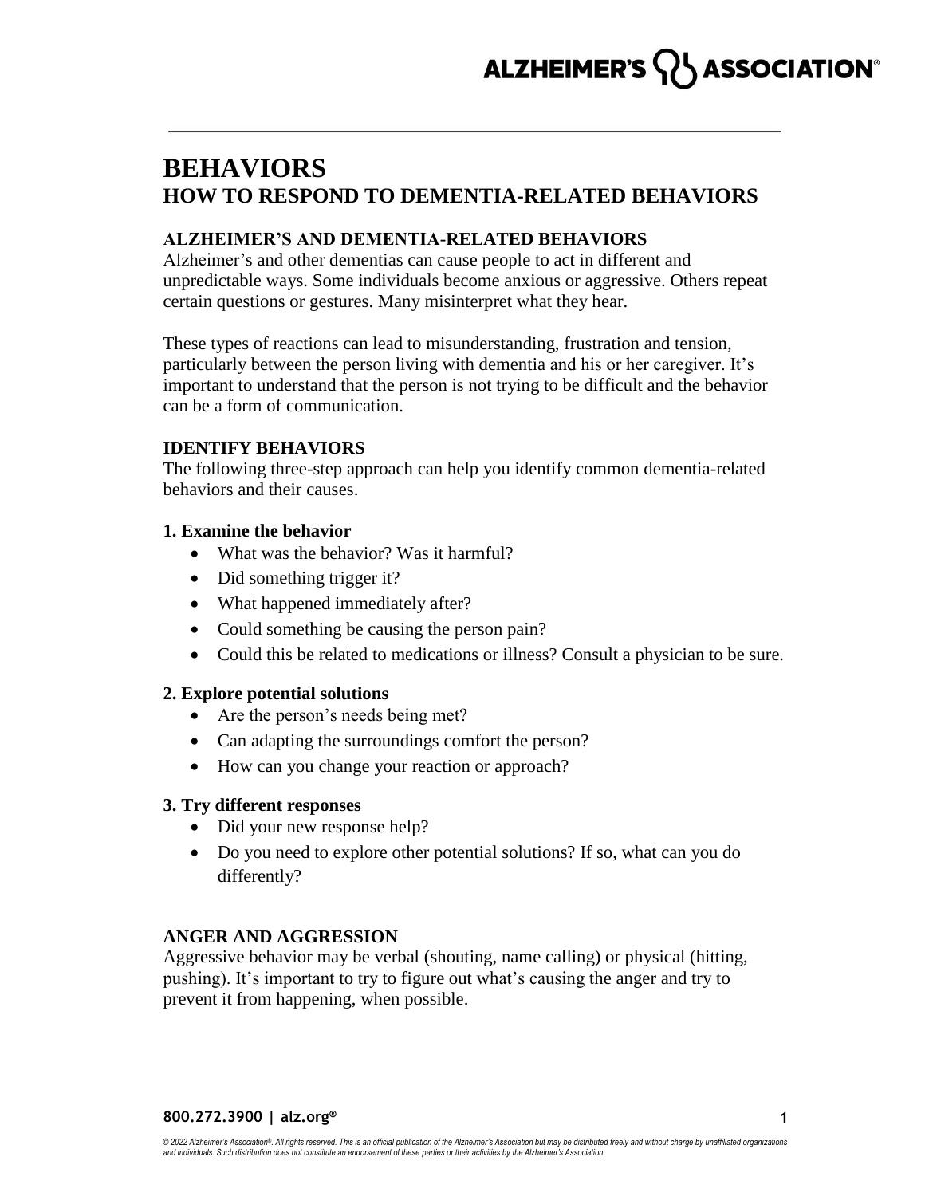# BEHAVIORS
## HOW TO RESPOND TO DEMENTIA-RELATED BEHAVIORS

### ALZHEIMER'S AND DEMENTIA-RELATED BEHAVIORS

Alzheimer's and other dementias can cause people to act in different and unpredictable ways. Some individuals become anxious or aggressive. Others repeat certain questions or gestures. Many misinterpret what they hear.

These types of reactions can lead to misunderstanding, frustration and tension, particularly between the person living with dementia and his or her caregiver. It's important to understand that the person is not trying to be difficult and the behavior can be a form of communication.

### IDENTIFY BEHAVIORS

The following three-step approach can help you identify common dementia-related behaviors and their causes.

**1. Examine the behavior**

- What was the behavior? Was it harmful?
- Did something trigger it?
- What happened immediately after?
- Could something be causing the person pain?
- Could this be related to medications or illness? Consult a physician to be sure.

**2. Explore potential solutions**

- Are the person's needs being met?
- Can adapting the surroundings comfort the person?
- How can you change your reaction or approach?

**3. Try different responses**

- Did your new response help?
- Do you need to explore other potential solutions? If so, what can you do differently?

### ANGER AND AGGRESSION

Aggressive behavior may be verbal (shouting, name calling) or physical (hitting, pushing). It's important to try to figure out what's causing the anger and try to prevent it from happening, when possible.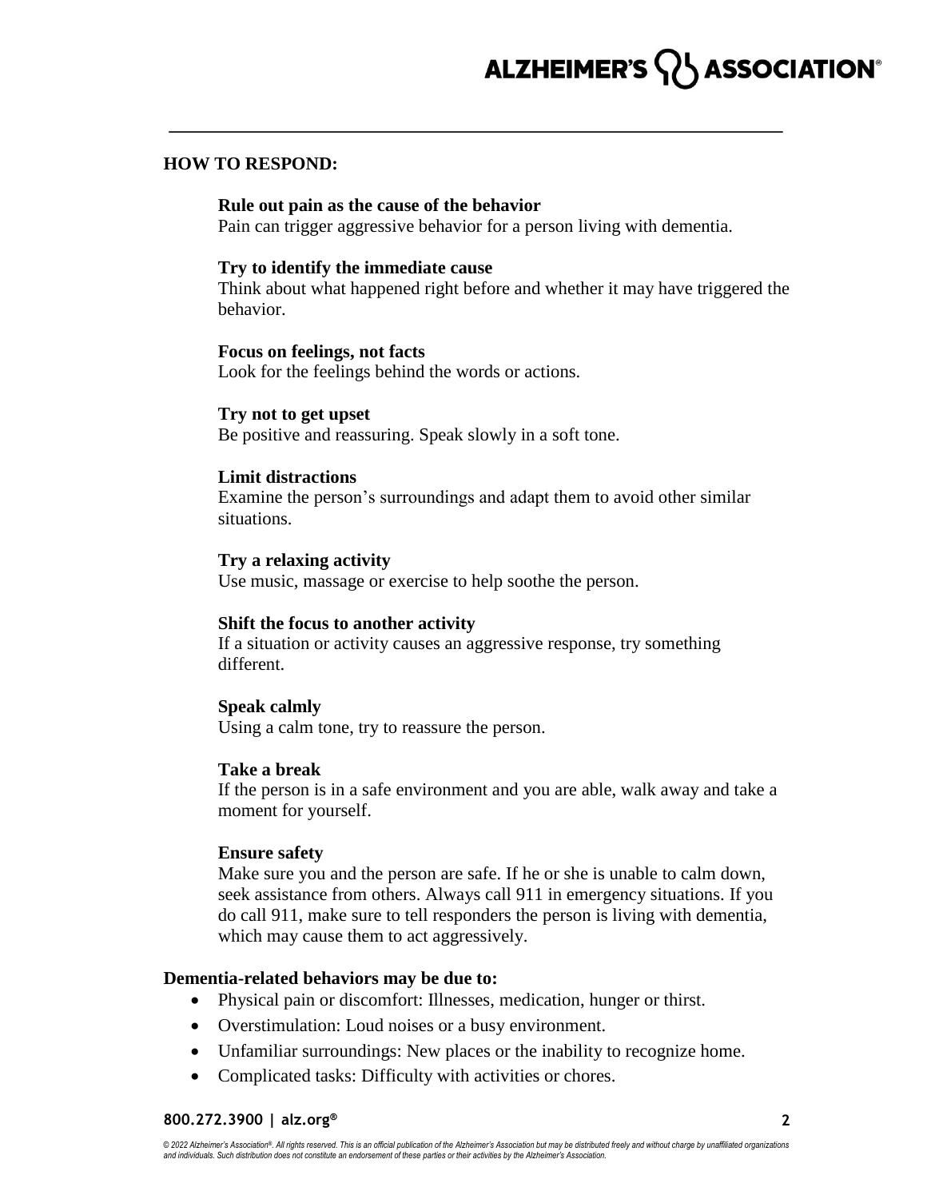**HOW TO RESPOND:**

**Rule out pain as the cause of the behavior**
Pain can trigger aggressive behavior for a person living with dementia.

**Try to identify the immediate cause**
Think about what happened right before and whether it may have triggered the behavior.

**Focus on feelings, not facts**
Look for the feelings behind the words or actions.

**Try not to get upset**
Be positive and reassuring. Speak slowly in a soft tone.

**Limit distractions**
Examine the person's surroundings and adapt them to avoid other similar situations.

**Try a relaxing activity**
Use music, massage or exercise to help soothe the person.

**Shift the focus to another activity**
If a situation or activity causes an aggressive response, try something different.

**Speak calmly**
Using a calm tone, try to reassure the person.

**Take a break**
If the person is in a safe environment and you are able, walk away and take a moment for yourself.

**Ensure safety**
Make sure you and the person are safe. If he or she is unable to calm down, seek assistance from others. Always call 911 in emergency situations. If you do call 911, make sure to tell responders the person is living with dementia, which may cause them to act aggressively.

**Dementia-related behaviors may be due to:**

- Physical pain or discomfort: Illnesses, medication, hunger or thirst.
- Overstimulation: Loud noises or a busy environment.
- Unfamiliar surroundings: New places or the inability to recognize home.
- Complicated tasks: Difficulty with activities or chores.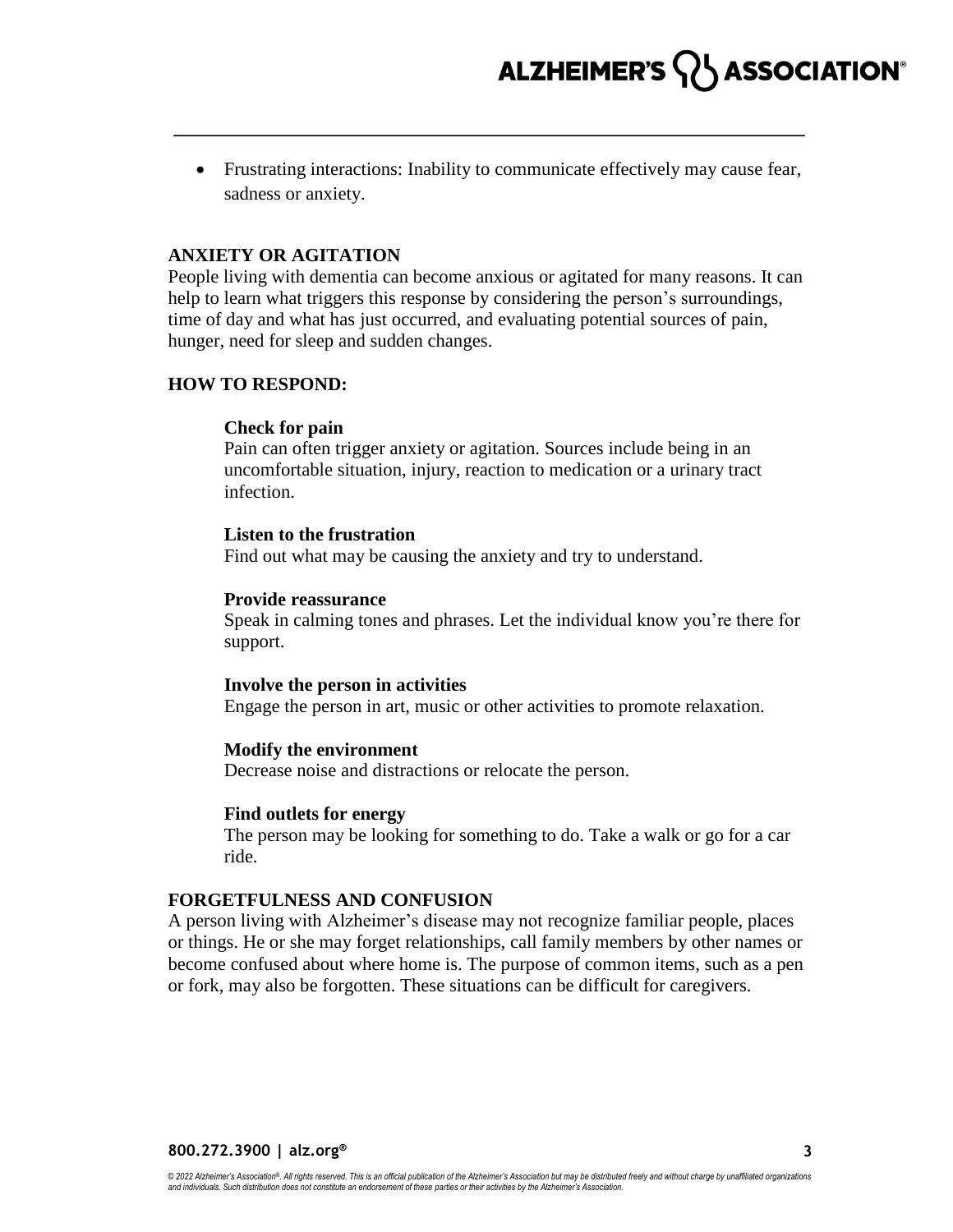- Frustrating interactions: Inability to communicate effectively may cause fear, sadness or anxiety.

## ANXIETY OR AGITATION

People living with dementia can become anxious or agitated for many reasons. It can help to learn what triggers this response by considering the person's surroundings, time of day and what has just occurred, and evaluating potential sources of pain, hunger, need for sleep and sudden changes.

### HOW TO RESPOND:

**Check for pain**
Pain can often trigger anxiety or agitation. Sources include being in an uncomfortable situation, injury, reaction to medication or a urinary tract infection.

**Listen to the frustration**
Find out what may be causing the anxiety and try to understand.

**Provide reassurance**
Speak in calming tones and phrases. Let the individual know you're there for support.

**Involve the person in activities**
Engage the person in art, music or other activities to promote relaxation.

**Modify the environment**
Decrease noise and distractions or relocate the person.

**Find outlets for energy**
The person may be looking for something to do. Take a walk or go for a car ride.

## FORGETFULNESS AND CONFUSION

A person living with Alzheimer's disease may not recognize familiar people, places or things. He or she may forget relationships, call family members by other names or become confused about where home is. The purpose of common items, such as a pen or fork, may also be forgotten. These situations can be difficult for caregivers.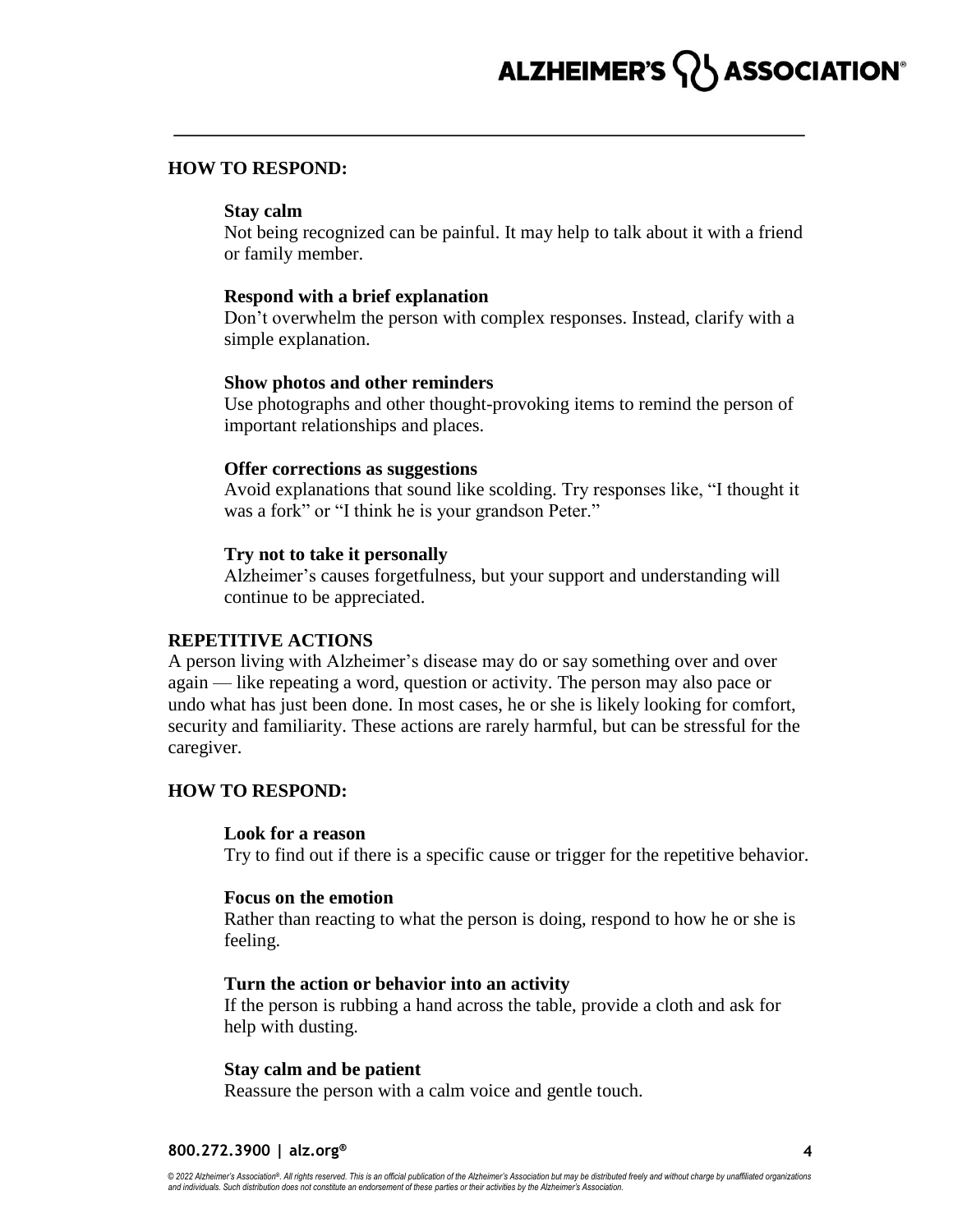## HOW TO RESPOND:

**Stay calm**
Not being recognized can be painful. It may help to talk about it with a friend or family member.

**Respond with a brief explanation**
Don't overwhelm the person with complex responses. Instead, clarify with a simple explanation.

**Show photos and other reminders**
Use photographs and other thought-provoking items to remind the person of important relationships and places.

**Offer corrections as suggestions**
Avoid explanations that sound like scolding. Try responses like, "I thought it was a fork" or "I think he is your grandson Peter."

**Try not to take it personally**
Alzheimer's causes forgetfulness, but your support and understanding will continue to be appreciated.

## REPETITIVE ACTIONS

A person living with Alzheimer's disease may do or say something over and over again — like repeating a word, question or activity. The person may also pace or undo what has just been done. In most cases, he or she is likely looking for comfort, security and familiarity. These actions are rarely harmful, but can be stressful for the caregiver.

## HOW TO RESPOND:

**Look for a reason**
Try to find out if there is a specific cause or trigger for the repetitive behavior.

**Focus on the emotion**
Rather than reacting to what the person is doing, respond to how he or she is feeling.

**Turn the action or behavior into an activity**
If the person is rubbing a hand across the table, provide a cloth and ask for help with dusting.

**Stay calm and be patient**
Reassure the person with a calm voice and gentle touch.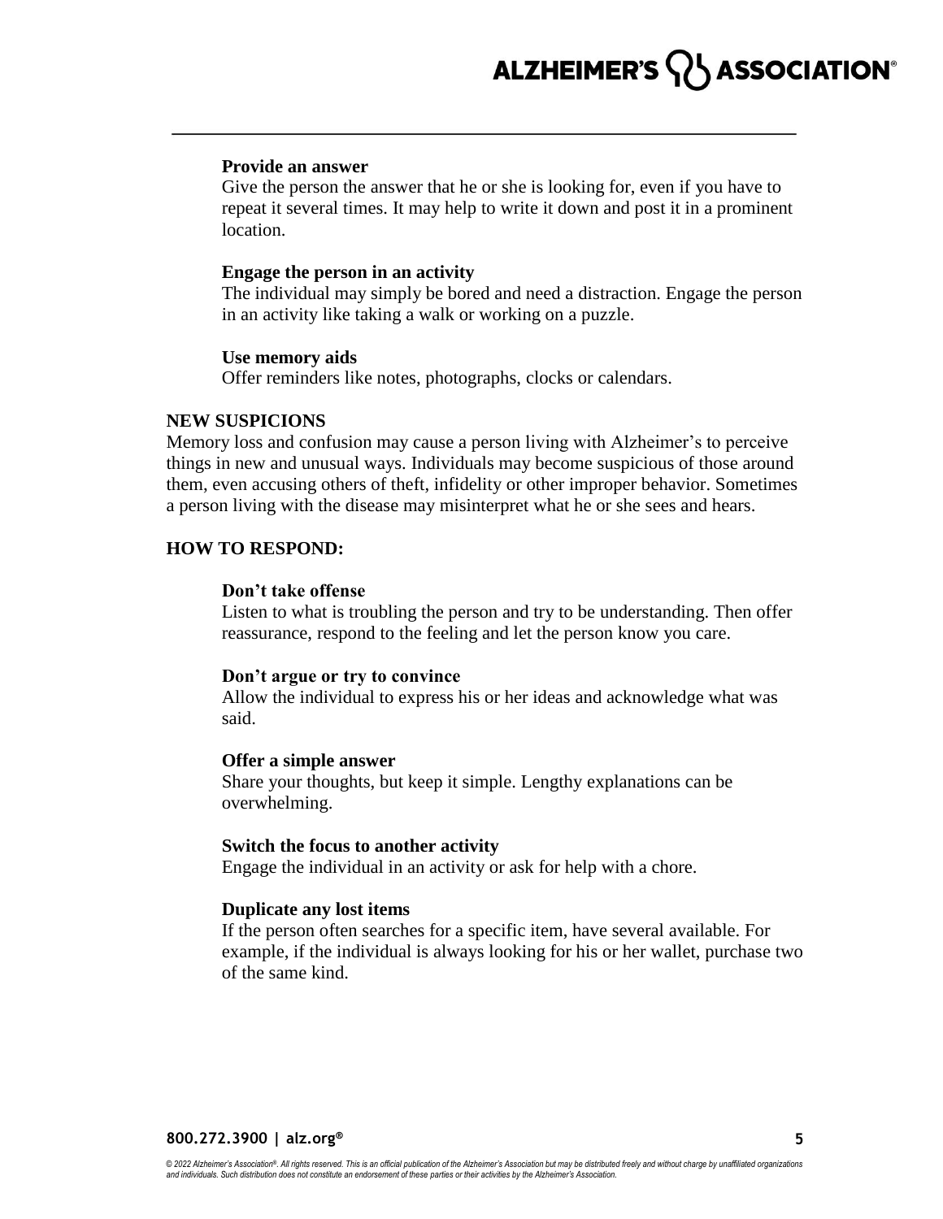**Provide an answer**

Give the person the answer that he or she is looking for, even if you have to repeat it several times. It may help to write it down and post it in a prominent location.

**Engage the person in an activity**

The individual may simply be bored and need a distraction. Engage the person in an activity like taking a walk or working on a puzzle.

**Use memory aids**

Offer reminders like notes, photographs, clocks or calendars.

## NEW SUSPICIONS

Memory loss and confusion may cause a person living with Alzheimer's to perceive things in new and unusual ways. Individuals may become suspicious of those around them, even accusing others of theft, infidelity or other improper behavior. Sometimes a person living with the disease may misinterpret what he or she sees and hears.

## HOW TO RESPOND:

**Don't take offense**

Listen to what is troubling the person and try to be understanding. Then offer reassurance, respond to the feeling and let the person know you care.

**Don't argue or try to convince**

Allow the individual to express his or her ideas and acknowledge what was said.

**Offer a simple answer**

Share your thoughts, but keep it simple. Lengthy explanations can be overwhelming.

**Switch the focus to another activity**

Engage the individual in an activity or ask for help with a chore.

**Duplicate any lost items**

If the person often searches for a specific item, have several available. For example, if the individual is always looking for his or her wallet, purchase two of the same kind.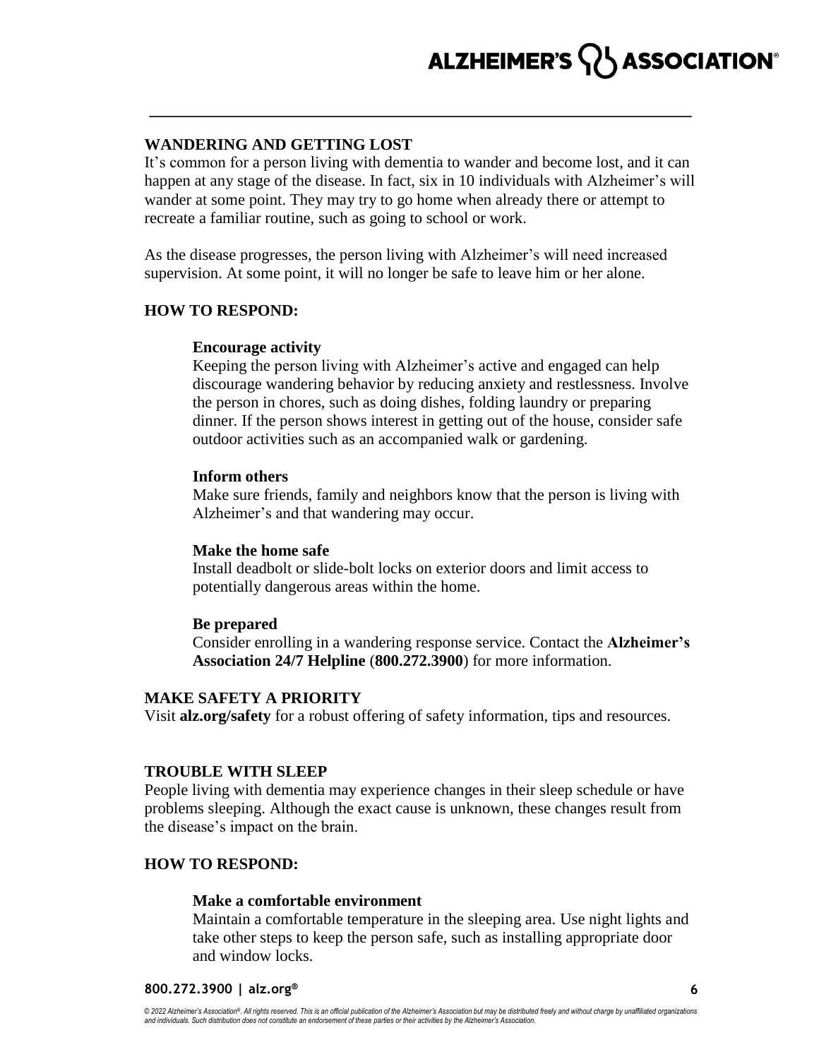## WANDERING AND GETTING LOST

It's common for a person living with dementia to wander and become lost, and it can happen at any stage of the disease. In fact, six in 10 individuals with Alzheimer's will wander at some point. They may try to go home when already there or attempt to recreate a familiar routine, such as going to school or work.

As the disease progresses, the person living with Alzheimer's will need increased supervision. At some point, it will no longer be safe to leave him or her alone.

### HOW TO RESPOND:

**Encourage activity**
Keeping the person living with Alzheimer's active and engaged can help discourage wandering behavior by reducing anxiety and restlessness. Involve the person in chores, such as doing dishes, folding laundry or preparing dinner. If the person shows interest in getting out of the house, consider safe outdoor activities such as an accompanied walk or gardening.

**Inform others**
Make sure friends, family and neighbors know that the person is living with Alzheimer's and that wandering may occur.

**Make the home safe**
Install deadbolt or slide-bolt locks on exterior doors and limit access to potentially dangerous areas within the home.

**Be prepared**
Consider enrolling in a wandering response service. Contact the **Alzheimer's Association 24/7 Helpline** (**800.272.3900**) for more information.

## MAKE SAFETY A PRIORITY

Visit **alz.org/safety** for a robust offering of safety information, tips and resources.

## TROUBLE WITH SLEEP

People living with dementia may experience changes in their sleep schedule or have problems sleeping. Although the exact cause is unknown, these changes result from the disease's impact on the brain.

### HOW TO RESPOND:

**Make a comfortable environment**
Maintain a comfortable temperature in the sleeping area. Use night lights and take other steps to keep the person safe, such as installing appropriate door and window locks.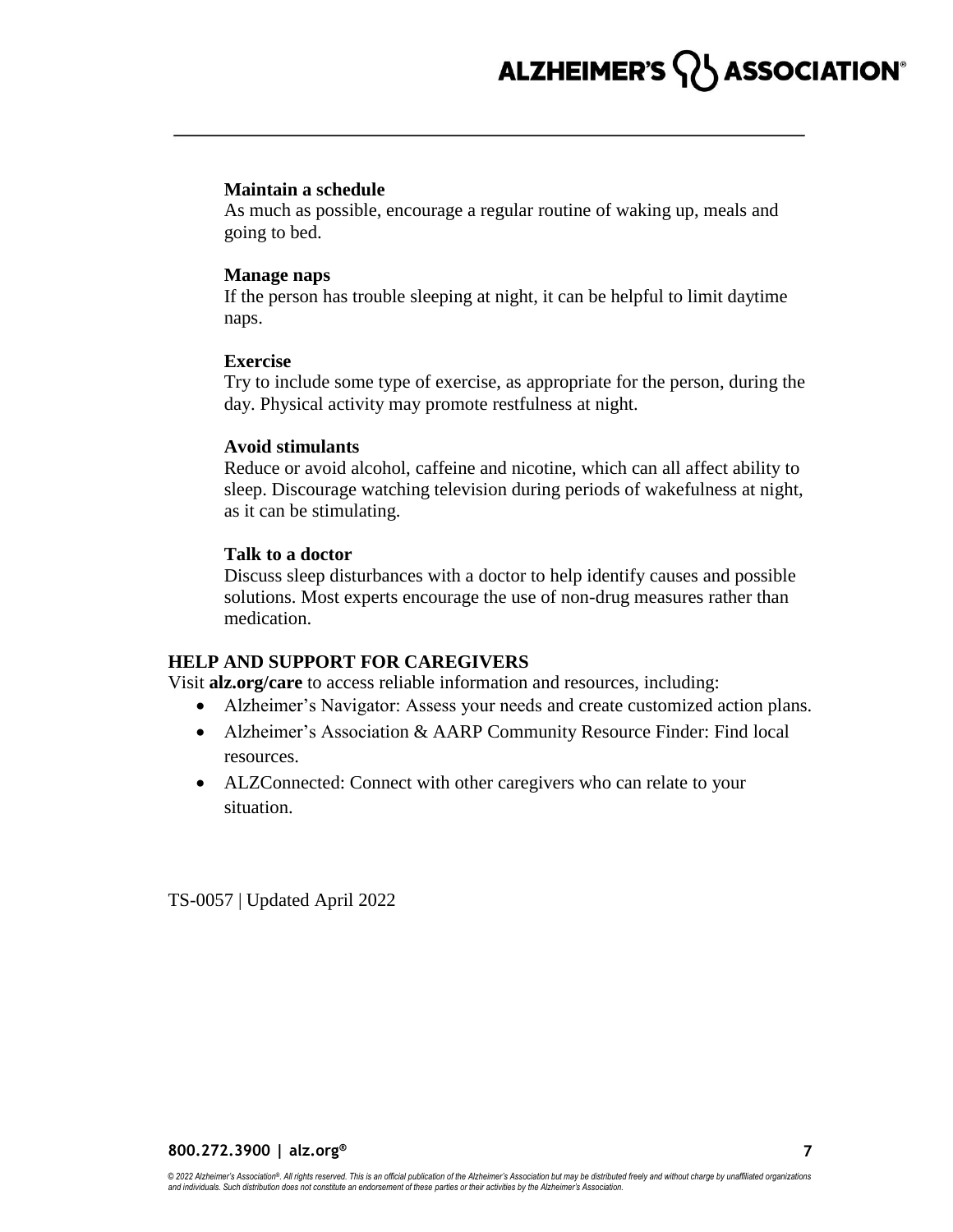**Maintain a schedule**
As much as possible, encourage a regular routine of waking up, meals and going to bed.

**Manage naps**
If the person has trouble sleeping at night, it can be helpful to limit daytime naps.

**Exercise**
Try to include some type of exercise, as appropriate for the person, during the day. Physical activity may promote restfulness at night.

**Avoid stimulants**
Reduce or avoid alcohol, caffeine and nicotine, which can all affect ability to sleep. Discourage watching television during periods of wakefulness at night, as it can be stimulating.

**Talk to a doctor**
Discuss sleep disturbances with a doctor to help identify causes and possible solutions. Most experts encourage the use of non-drug measures rather than medication.

## HELP AND SUPPORT FOR CAREGIVERS

Visit **alz.org/care** to access reliable information and resources, including:

- Alzheimer's Navigator: Assess your needs and create customized action plans.
- Alzheimer's Association & AARP Community Resource Finder: Find local resources.
- ALZConnected: Connect with other caregivers who can relate to your situation.

TS-0057 | Updated April 2022

*© 2022 Alzheimer's Association®. All rights reserved. This is an official publication of the Alzheimer's Association but may be distributed freely and without charge by unaffiliated organizations and individuals. Such distribution does not constitute an endorsement of these parties or their activities by the Alzheimer's Association.*